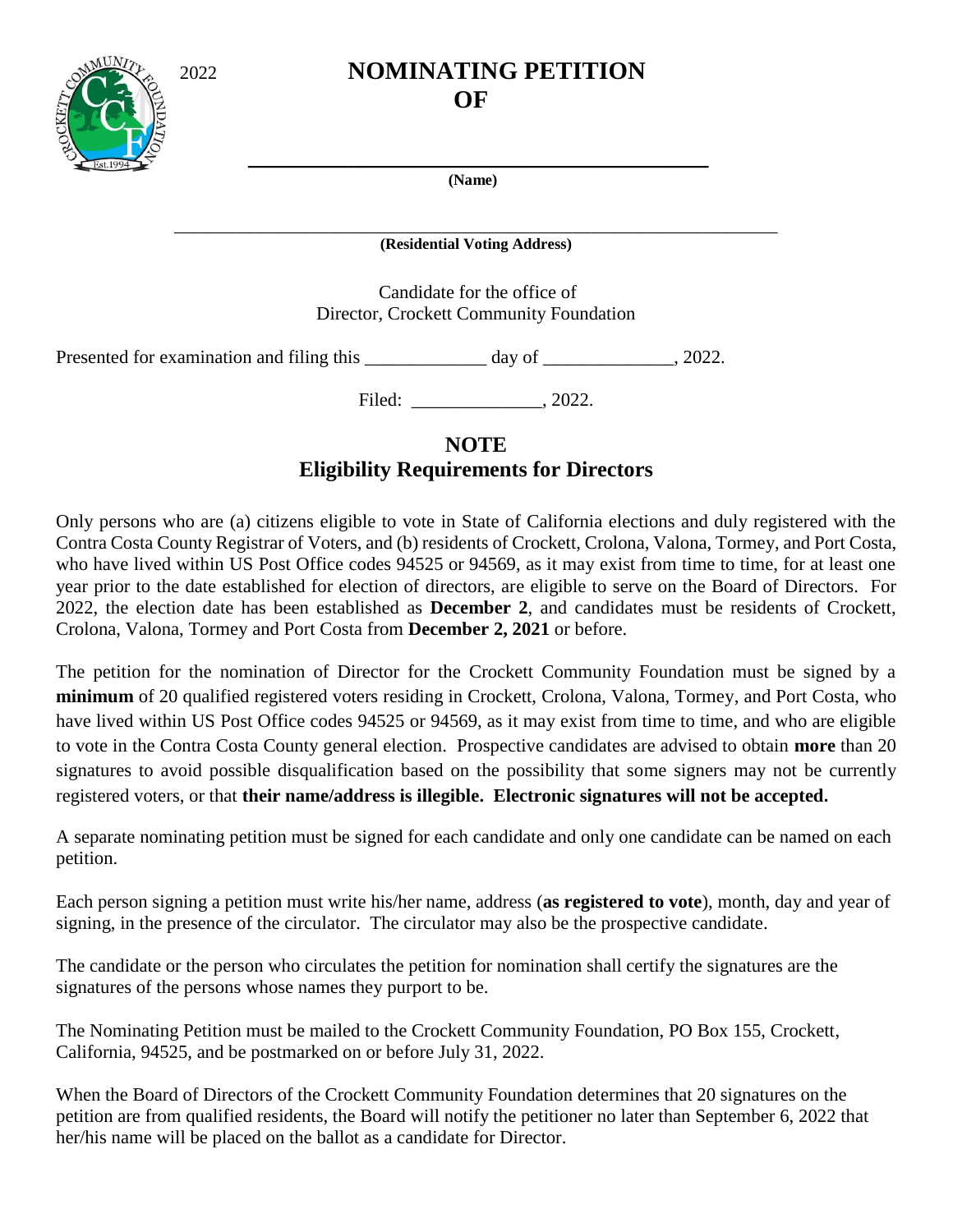2022

# NOMINATING PETITION OF

\_\_\_\_\_\_\_\_\_\_\_\_\_\_\_\_\_\_\_\_\_\_\_\_\_\_\_\_\_\_\_\_\_\_\_\_\_\_\_\_\_\_\_\_

**(Name)**

\_\_\_\_\_\_\_\_\_\_\_\_\_\_\_\_\_\_\_\_\_\_\_\_\_\_\_\_\_\_\_\_\_\_\_\_\_\_\_\_\_\_\_\_\_\_\_\_\_\_\_\_\_\_\_\_

**(Residential Voting Address)**

Candidate for the office of
Director, Crockett Community Foundation

Presented for examination and filing this \_\_\_\_\_\_\_\_\_\_\_\_\_ day of \_\_\_\_\_\_\_\_\_\_\_\_\_\_, 2022.

Filed: \_\_\_\_\_\_\_\_\_\_\_\_\_\_, 2022.

## NOTE
## Eligibility Requirements for Directors

Only persons who are (a) citizens eligible to vote in State of California elections and duly registered with the Contra Costa County Registrar of Voters, and (b) residents of Crockett, Crolona, Valona, Tormey, and Port Costa, who have lived within US Post Office codes 94525 or 94569, as it may exist from time to time, for at least one year prior to the date established for election of directors, are eligible to serve on the Board of Directors. For 2022, the election date has been established as **December 2**, and candidates must be residents of Crockett, Crolona, Valona, Tormey and Port Costa from **December 2, 2021** or before.

The petition for the nomination of Director for the Crockett Community Foundation must be signed by a **minimum** of 20 qualified registered voters residing in Crockett, Crolona, Valona, Tormey, and Port Costa, who have lived within US Post Office codes 94525 or 94569, as it may exist from time to time, and who are eligible to vote in the Contra Costa County general election. Prospective candidates are advised to obtain **more** than 20 signatures to avoid possible disqualification based on the possibility that some signers may not be currently registered voters, or that **their name/address is illegible. Electronic signatures will not be accepted.**

A separate nominating petition must be signed for each candidate and only one candidate can be named on each petition.

Each person signing a petition must write his/her name, address (**as registered to vote**), month, day and year of signing, in the presence of the circulator. The circulator may also be the prospective candidate.

The candidate or the person who circulates the petition for nomination shall certify the signatures are the signatures of the persons whose names they purport to be.

The Nominating Petition must be mailed to the Crockett Community Foundation, PO Box 155, Crockett, California, 94525, and be postmarked on or before July 31, 2022.

When the Board of Directors of the Crockett Community Foundation determines that 20 signatures on the petition are from qualified residents, the Board will notify the petitioner no later than September 6, 2022 that her/his name will be placed on the ballot as a candidate for Director.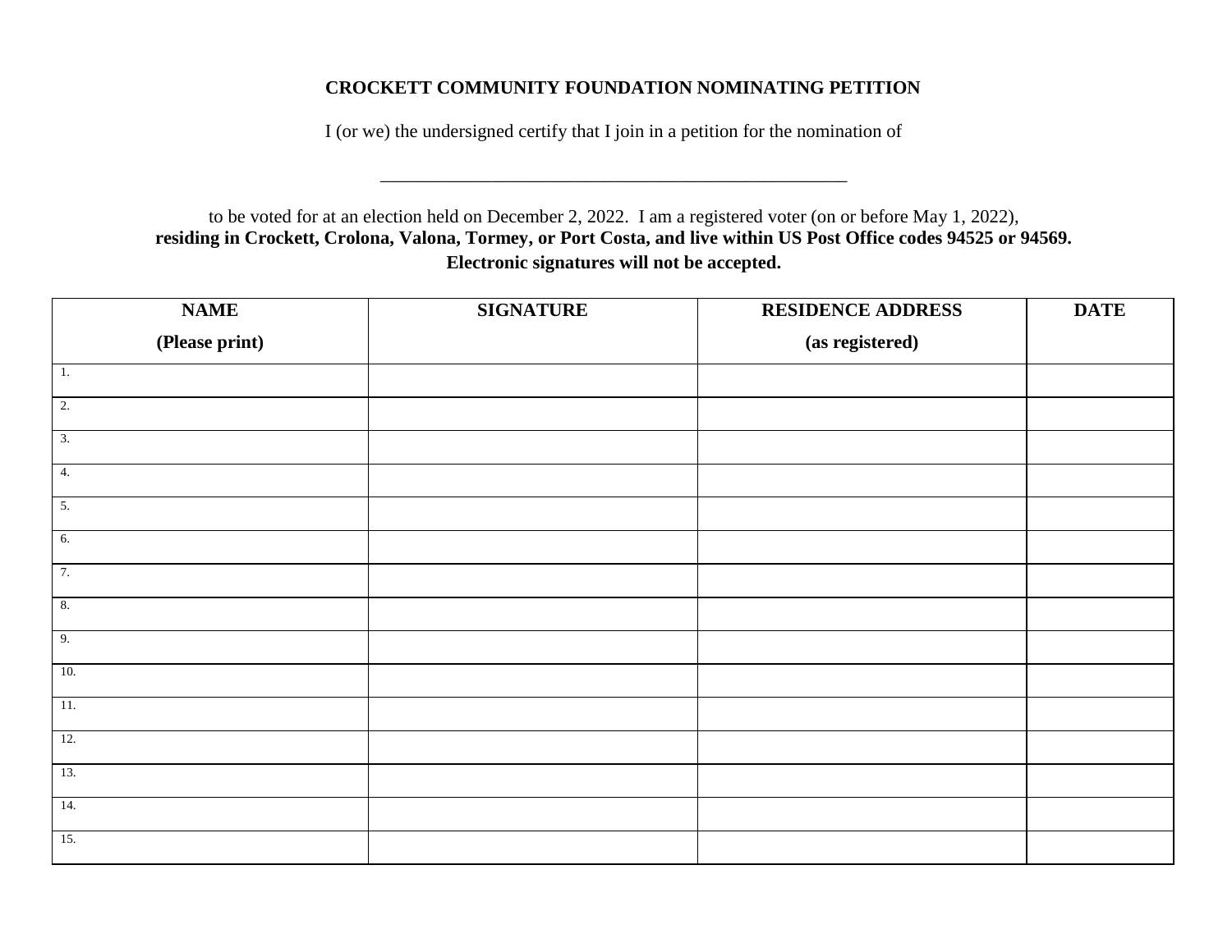**CROCKETT COMMUNITY FOUNDATION NOMINATING PETITION**

I (or we) the undersigned certify that I join in a petition for the nomination of

\_\_\_\_\_\_\_\_\_\_\_\_\_\_\_\_\_\_\_\_\_\_\_\_\_\_\_\_\_\_\_\_\_\_\_\_\_\_\_\_\_\_\_\_\_\_\_\_

to be voted for at an election held on December 2, 2022. I am a registered voter (on or before May 1, 2022), **residing in Crockett, Crolona, Valona, Tormey, or Port Costa, and live within US Post Office codes 94525 or 94569.**

**Electronic signatures will not be accepted.**

| NAME (Please print) | SIGNATURE | RESIDENCE ADDRESS (as registered) | DATE |
|---|---|---|---|
| 1. | | | |
| 2. | | | |
| 3. | | | |
| 4. | | | |
| 5. | | | |
| 6. | | | |
| 7. | | | |
| 8. | | | |
| 9. | | | |
| 10. | | | |
| 11. | | | |
| 12. | | | |
| 13. | | | |
| 14. | | | |
| 15. | | | |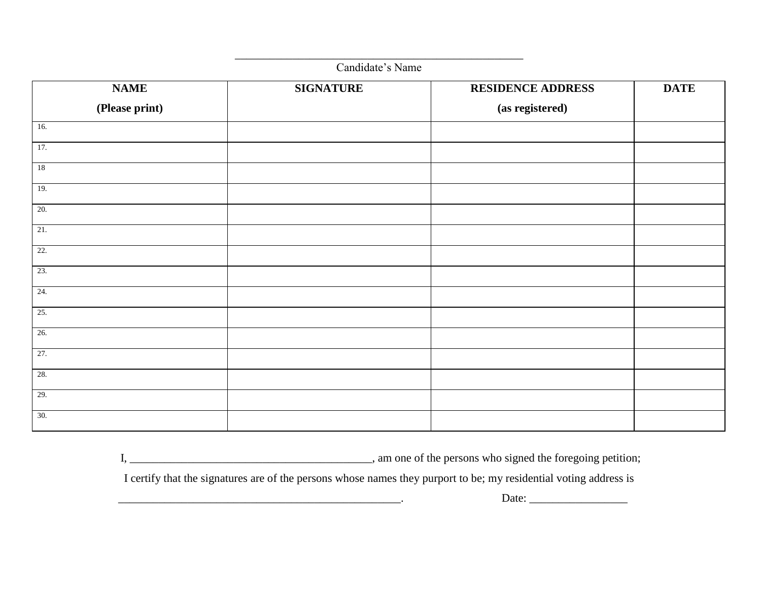\_\_\_\_\_\_\_\_\_\_\_\_\_\_\_\_\_\_\_\_\_\_\_\_\_\_\_\_\_\_\_\_\_\_\_\_\_\_\_\_\_\_\_\_\_\_\_\_

Candidate's Name

| **NAME**<br>**(Please print)** | **SIGNATURE** | **RESIDENCE ADDRESS**<br>**(as registered)** | **DATE** |
|---|---|---|---|
| 16. | | | |
| 17. | | | |
| 18 | | | |
| 19. | | | |
| 20. | | | |
| 21. | | | |
| 22. | | | |
| 23. | | | |
| 24. | | | |
| 25. | | | |
| 26. | | | |
| 27. | | | |
| 28. | | | |
| 29. | | | |
| 30. | | | |

I, \_\_\_\_\_\_\_\_\_\_\_\_\_\_\_\_\_\_\_\_\_\_\_\_\_\_\_\_\_\_\_\_\_\_\_\_\_\_\_\_\_\_\_, am one of the persons who signed the foregoing petition;

I certify that the signatures are of the persons whose names they purport to be; my residential voting address is

\_\_\_\_\_\_\_\_\_\_\_\_\_\_\_\_\_\_\_\_\_\_\_\_\_\_\_\_\_\_\_\_\_\_\_\_\_\_\_\_\_\_\_\_\_\_\_\_\_\_. Date: \_\_\_\_\_\_\_\_\_\_\_\_\_\_\_\_\_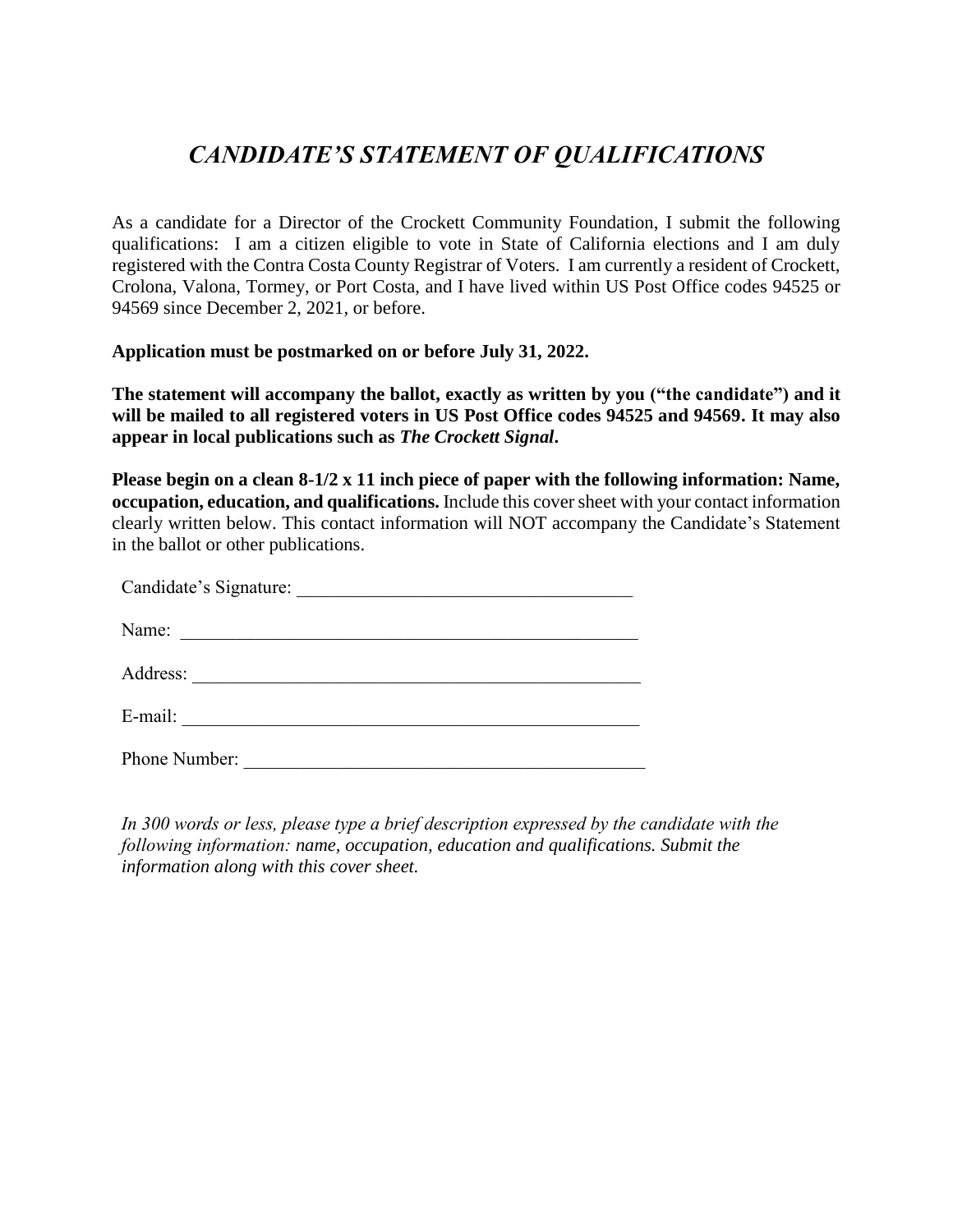# *CANDIDATE'S STATEMENT OF QUALIFICATIONS*

As a candidate for a Director of the Crockett Community Foundation, I submit the following qualifications: I am a citizen eligible to vote in State of California elections and I am duly registered with the Contra Costa County Registrar of Voters. I am currently a resident of Crockett, Crolona, Valona, Tormey, or Port Costa, and I have lived within US Post Office codes 94525 or 94569 since December 2, 2021, or before.

**Application must be postmarked on or before July 31, 2022.**

**The statement will accompany the ballot, exactly as written by you ("the candidate") and it will be mailed to all registered voters in US Post Office codes 94525 and 94569. It may also appear in local publications such as *The Crockett Signal*.**

**Please begin on a clean 8-1/2 x 11 inch piece of paper with the following information: Name, occupation, education, and qualifications.** Include this cover sheet with your contact information clearly written below. This contact information will NOT accompany the Candidate's Statement in the ballot or other publications.

Candidate's Signature: ____________________________________

Name: ___________________________________________________

Address: _________________________________________________

E-mail: __________________________________________________

Phone Number: ____________________________________________

*In 300 words or less, please type a brief description expressed by the candidate with the following information: name, occupation, education and qualifications. Submit the information along with this cover sheet.*